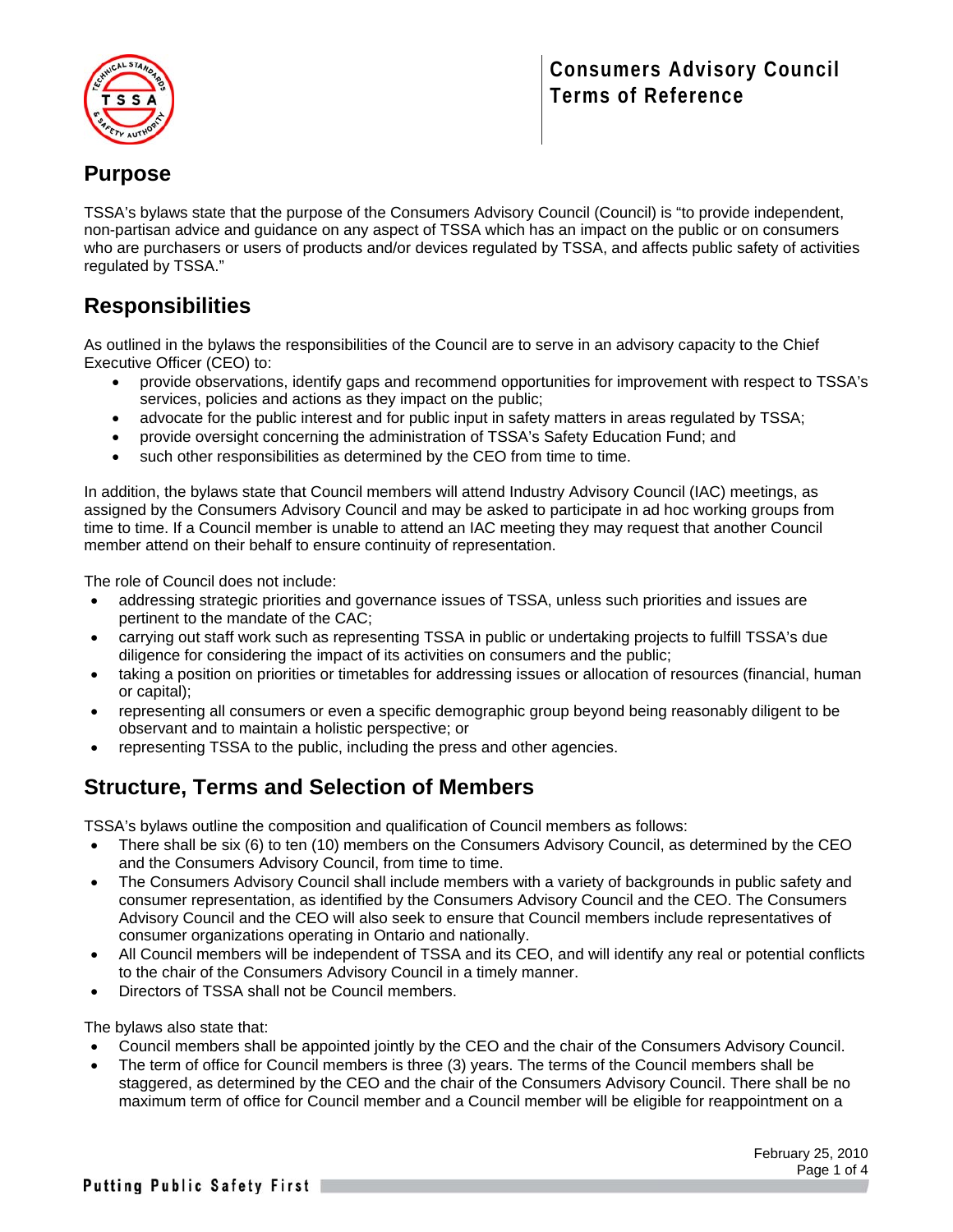# Consumers Advisory Council Terms of Reference

## Purpose

TSSA's bylaws state that the purpose of the Consumers Advisory Council (Council) is "to provide independent, non-partisan advice and guidance on any aspect of TSSA which has an impact on the public or on consumers who are purchasers or users of products and/or devices regulated by TSSA, and affects public safety of activities regulated by TSSA."

## Responsibilities

As outlined in the bylaws the responsibilities of the Council are to serve in an advisory capacity to the Chief Executive Officer (CEO) to:

- provide observations, identify gaps and recommend opportunities for improvement with respect to TSSA's services, policies and actions as they impact on the public;
- advocate for the public interest and for public input in safety matters in areas regulated by TSSA;
- provide oversight concerning the administration of TSSA's Safety Education Fund; and
- such other responsibilities as determined by the CEO from time to time.

In addition, the bylaws state that Council members will attend Industry Advisory Council (IAC) meetings, as assigned by the Consumers Advisory Council and may be asked to participate in ad hoc working groups from time to time. If a Council member is unable to attend an IAC meeting they may request that another Council member attend on their behalf to ensure continuity of representation.

The role of Council does not include:

- addressing strategic priorities and governance issues of TSSA, unless such priorities and issues are pertinent to the mandate of the CAC;
- carrying out staff work such as representing TSSA in public or undertaking projects to fulfill TSSA's due diligence for considering the impact of its activities on consumers and the public;
- taking a position on priorities or timetables for addressing issues or allocation of resources (financial, human or capital);
- representing all consumers or even a specific demographic group beyond being reasonably diligent to be observant and to maintain a holistic perspective; or
- representing TSSA to the public, including the press and other agencies.

## Structure, Terms and Selection of Members

TSSA's bylaws outline the composition and qualification of Council members as follows:

- There shall be six (6) to ten (10) members on the Consumers Advisory Council, as determined by the CEO and the Consumers Advisory Council, from time to time.
- The Consumers Advisory Council shall include members with a variety of backgrounds in public safety and consumer representation, as identified by the Consumers Advisory Council and the CEO. The Consumers Advisory Council and the CEO will also seek to ensure that Council members include representatives of consumer organizations operating in Ontario and nationally.
- All Council members will be independent of TSSA and its CEO, and will identify any real or potential conflicts to the chair of the Consumers Advisory Council in a timely manner.
- Directors of TSSA shall not be Council members.

The bylaws also state that:

- Council members shall be appointed jointly by the CEO and the chair of the Consumers Advisory Council.
- The term of office for Council members is three (3) years. The terms of the Council members shall be staggered, as determined by the CEO and the chair of the Consumers Advisory Council. There shall be no maximum term of office for Council member and a Council member will be eligible for reappointment on a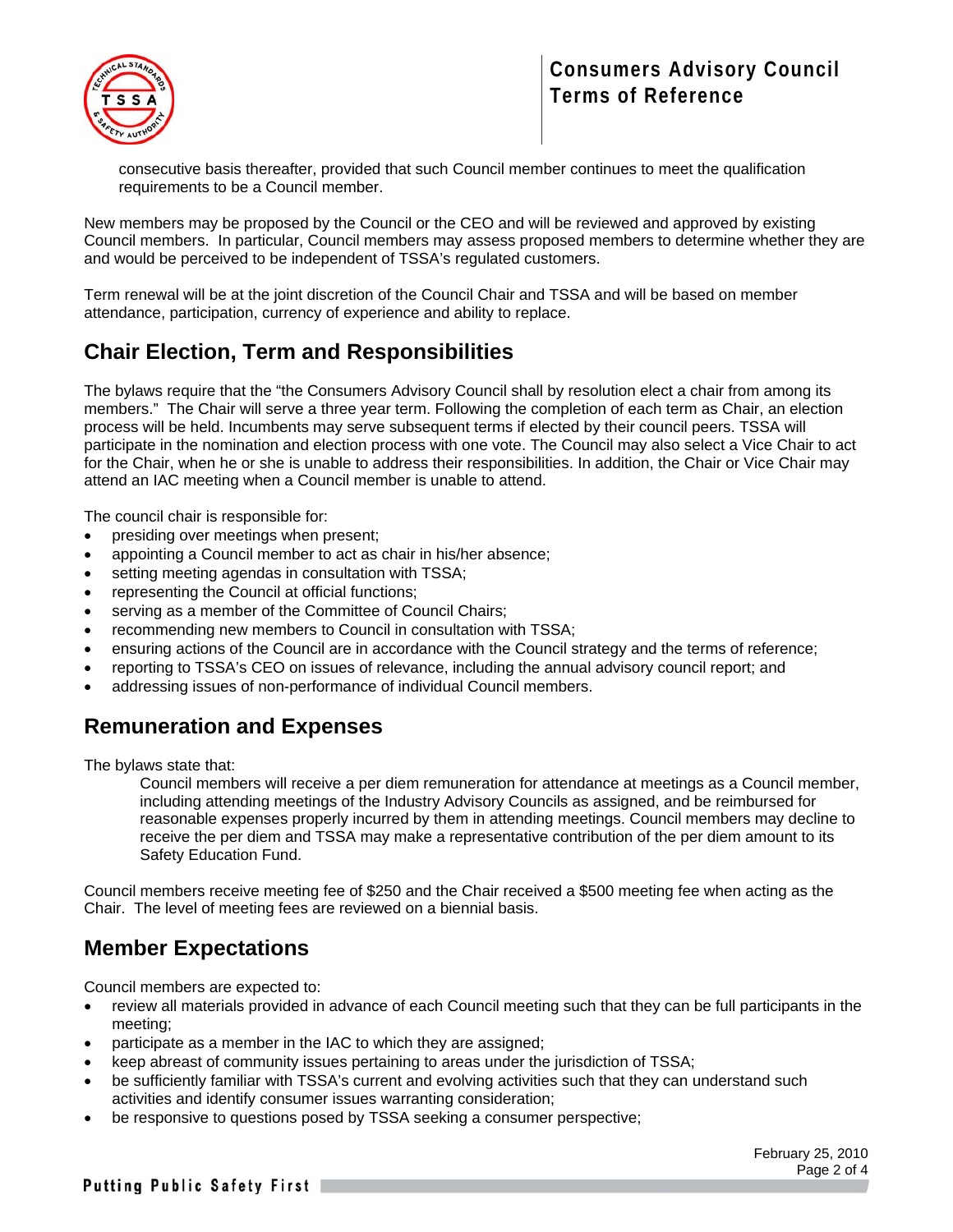consecutive basis thereafter, provided that such Council member continues to meet the qualification requirements to be a Council member.

New members may be proposed by the Council or the CEO and will be reviewed and approved by existing Council members. In particular, Council members may assess proposed members to determine whether they are and would be perceived to be independent of TSSA's regulated customers.

Term renewal will be at the joint discretion of the Council Chair and TSSA and will be based on member attendance, participation, currency of experience and ability to replace.

## Chair Election, Term and Responsibilities

The bylaws require that the "the Consumers Advisory Council shall by resolution elect a chair from among its members." The Chair will serve a three year term. Following the completion of each term as Chair, an election process will be held. Incumbents may serve subsequent terms if elected by their council peers. TSSA will participate in the nomination and election process with one vote. The Council may also select a Vice Chair to act for the Chair, when he or she is unable to address their responsibilities. In addition, the Chair or Vice Chair may attend an IAC meeting when a Council member is unable to attend.

The council chair is responsible for:

- presiding over meetings when present;
- appointing a Council member to act as chair in his/her absence;
- setting meeting agendas in consultation with TSSA;
- representing the Council at official functions;
- serving as a member of the Committee of Council Chairs;
- recommending new members to Council in consultation with TSSA;
- ensuring actions of the Council are in accordance with the Council strategy and the terms of reference;
- reporting to TSSA's CEO on issues of relevance, including the annual advisory council report; and
- addressing issues of non-performance of individual Council members.

## Remuneration and Expenses

The bylaws state that:

> Council members will receive a per diem remuneration for attendance at meetings as a Council member, including attending meetings of the Industry Advisory Councils as assigned, and be reimbursed for reasonable expenses properly incurred by them in attending meetings. Council members may decline to receive the per diem and TSSA may make a representative contribution of the per diem amount to its Safety Education Fund.

Council members receive meeting fee of $250 and the Chair received a $500 meeting fee when acting as the Chair. The level of meeting fees are reviewed on a biennial basis.

## Member Expectations

Council members are expected to:

- review all materials provided in advance of each Council meeting such that they can be full participants in the meeting;
- participate as a member in the IAC to which they are assigned;
- keep abreast of community issues pertaining to areas under the jurisdiction of TSSA;
- be sufficiently familiar with TSSA's current and evolving activities such that they can understand such activities and identify consumer issues warranting consideration;
- be responsive to questions posed by TSSA seeking a consumer perspective;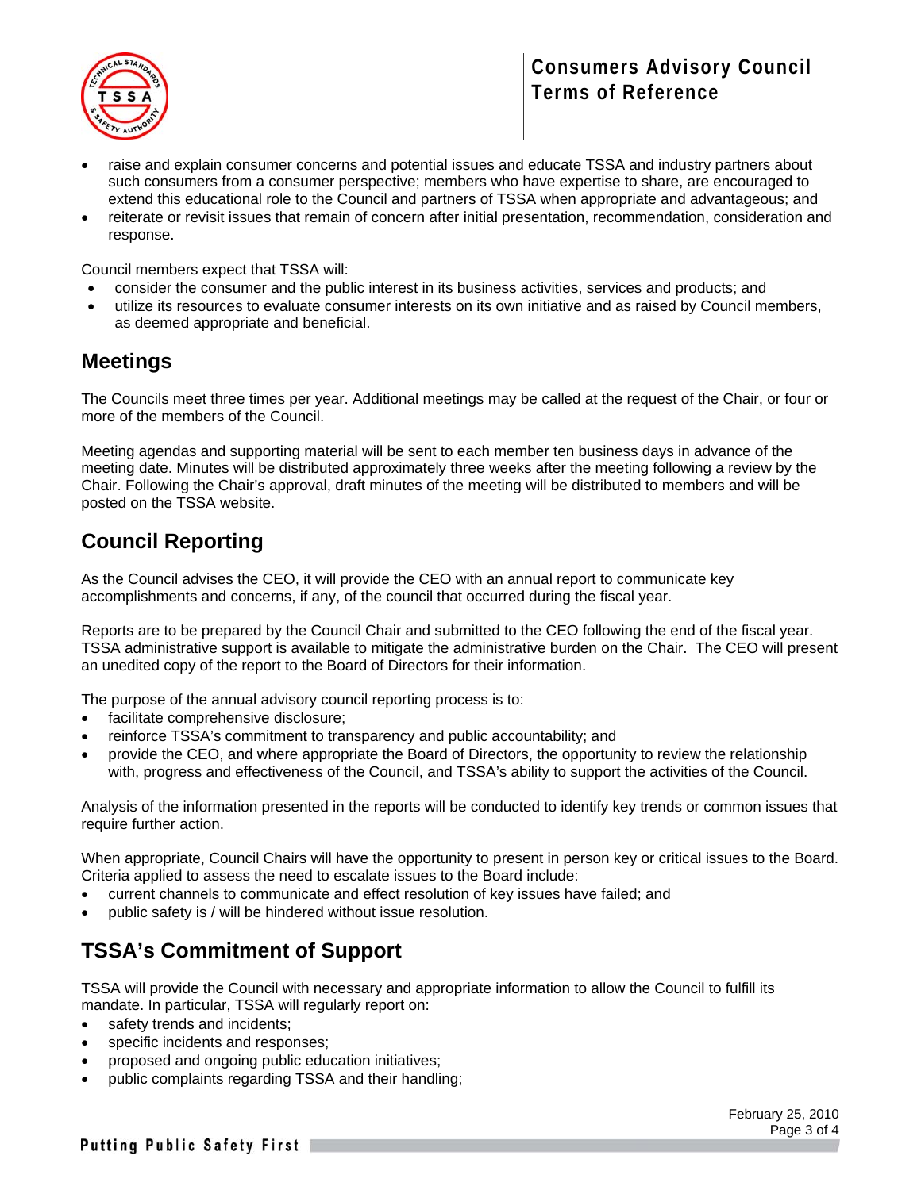- raise and explain consumer concerns and potential issues and educate TSSA and industry partners about such consumers from a consumer perspective; members who have expertise to share, are encouraged to extend this educational role to the Council and partners of TSSA when appropriate and advantageous; and
- reiterate or revisit issues that remain of concern after initial presentation, recommendation, consideration and response.

Council members expect that TSSA will:

- consider the consumer and the public interest in its business activities, services and products; and
- utilize its resources to evaluate consumer interests on its own initiative and as raised by Council members, as deemed appropriate and beneficial.

## Meetings

The Councils meet three times per year. Additional meetings may be called at the request of the Chair, or four or more of the members of the Council.

Meeting agendas and supporting material will be sent to each member ten business days in advance of the meeting date. Minutes will be distributed approximately three weeks after the meeting following a review by the Chair. Following the Chair's approval, draft minutes of the meeting will be distributed to members and will be posted on the TSSA website.

## Council Reporting

As the Council advises the CEO, it will provide the CEO with an annual report to communicate key accomplishments and concerns, if any, of the council that occurred during the fiscal year.

Reports are to be prepared by the Council Chair and submitted to the CEO following the end of the fiscal year. TSSA administrative support is available to mitigate the administrative burden on the Chair. The CEO will present an unedited copy of the report to the Board of Directors for their information.

The purpose of the annual advisory council reporting process is to:

- facilitate comprehensive disclosure;
- reinforce TSSA's commitment to transparency and public accountability; and
- provide the CEO, and where appropriate the Board of Directors, the opportunity to review the relationship with, progress and effectiveness of the Council, and TSSA's ability to support the activities of the Council.

Analysis of the information presented in the reports will be conducted to identify key trends or common issues that require further action.

When appropriate, Council Chairs will have the opportunity to present in person key or critical issues to the Board. Criteria applied to assess the need to escalate issues to the Board include:

- current channels to communicate and effect resolution of key issues have failed; and
- public safety is / will be hindered without issue resolution.

## TSSA's Commitment of Support

TSSA will provide the Council with necessary and appropriate information to allow the Council to fulfill its mandate. In particular, TSSA will regularly report on:

- safety trends and incidents;
- specific incidents and responses;
- proposed and ongoing public education initiatives;
- public complaints regarding TSSA and their handling;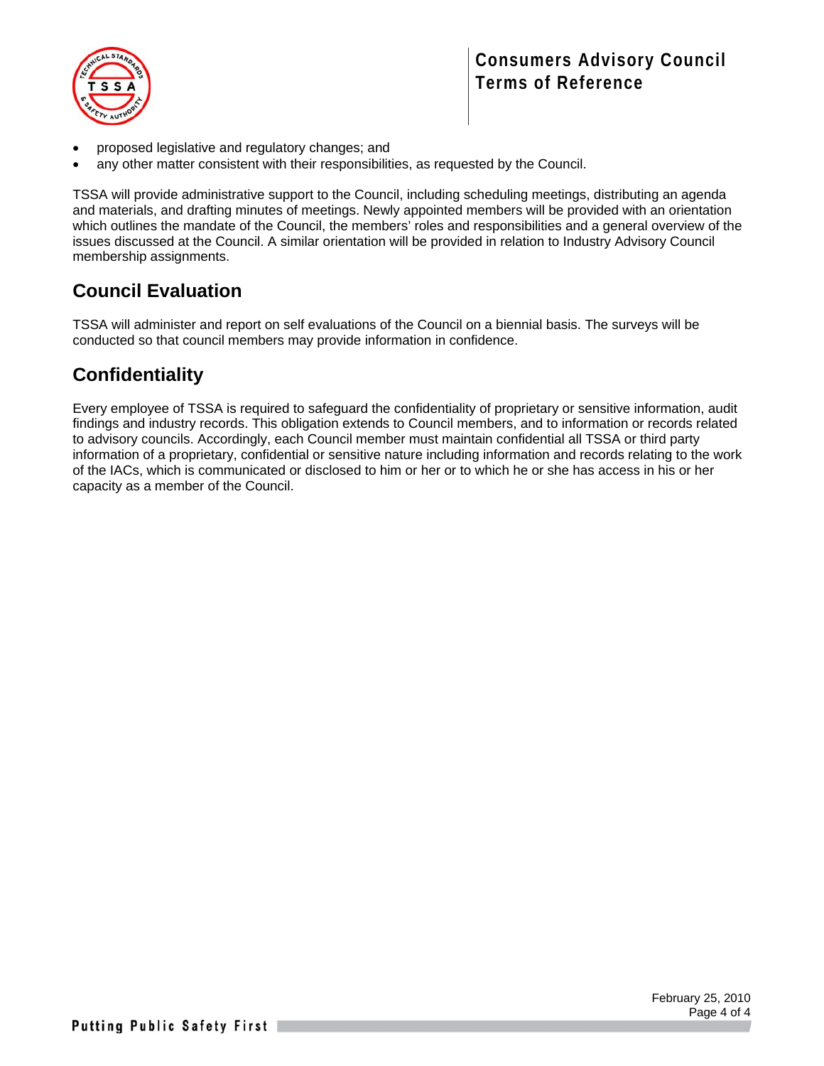- proposed legislative and regulatory changes; and
- any other matter consistent with their responsibilities, as requested by the Council.

TSSA will provide administrative support to the Council, including scheduling meetings, distributing an agenda and materials, and drafting minutes of meetings. Newly appointed members will be provided with an orientation which outlines the mandate of the Council, the members' roles and responsibilities and a general overview of the issues discussed at the Council. A similar orientation will be provided in relation to Industry Advisory Council membership assignments.

## Council Evaluation

TSSA will administer and report on self evaluations of the Council on a biennial basis. The surveys will be conducted so that council members may provide information in confidence.

## Confidentiality

Every employee of TSSA is required to safeguard the confidentiality of proprietary or sensitive information, audit findings and industry records. This obligation extends to Council members, and to information or records related to advisory councils. Accordingly, each Council member must maintain confidential all TSSA or third party information of a proprietary, confidential or sensitive nature including information and records relating to the work of the IACs, which is communicated or disclosed to him or her or to which he or she has access in his or her capacity as a member of the Council.